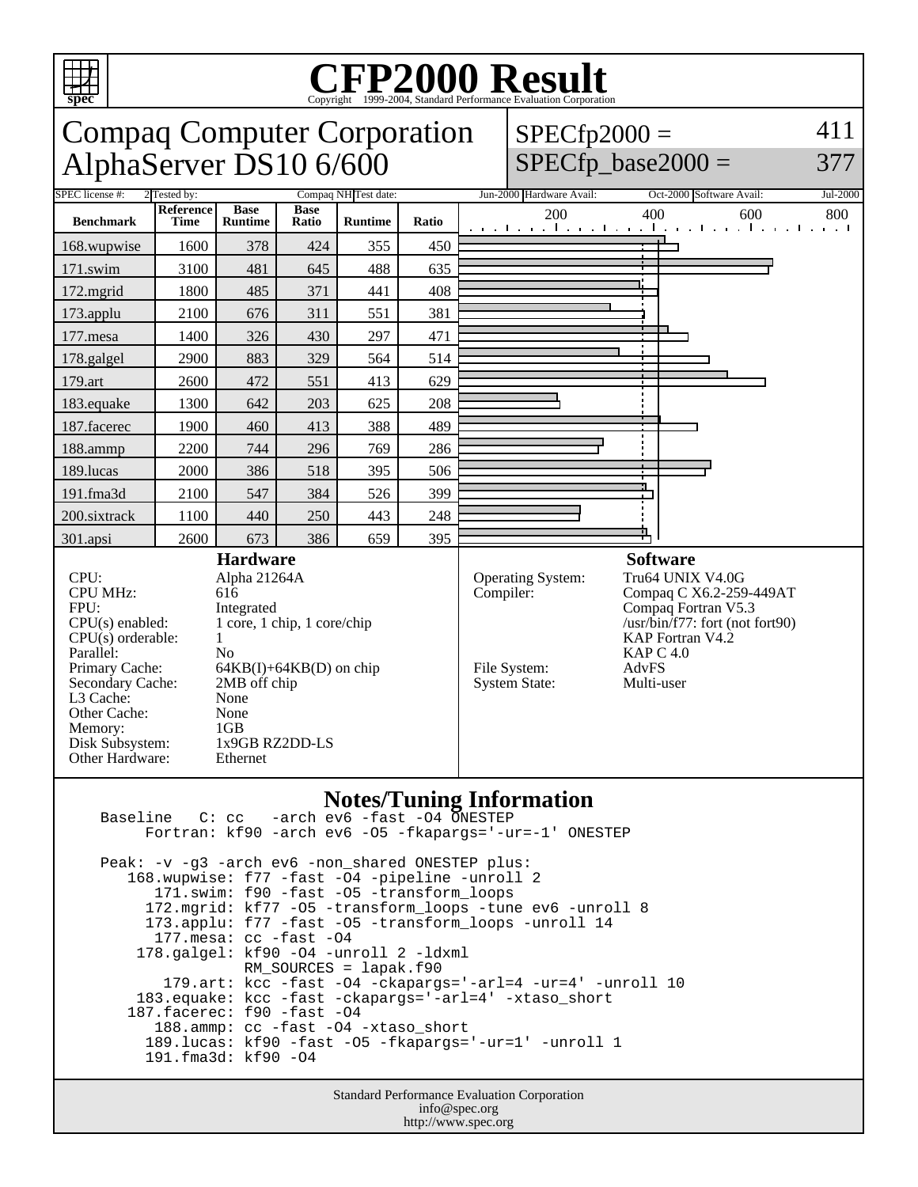# CFP2000 Result

Copyright 1999-2004, Standard Performance Evaluation Corporation

## Compaq Computer Corporation
## AlphaServer DS10 6/600

SPECfp2000 = 411
SPECfp_base2000 = 377

SPEC license #: 2 | Tested by: Compaq NH | Test date: Jun-2000 | Hardware Avail: Oct-2000 | Software Avail: Jul-2000

| Benchmark | Reference Time | Base Runtime | Base Ratio | Runtime | Ratio |
|---|---|---|---|---|---|
| 168.wupwise | 1600 | 378 | 424 | 355 | 450 |
| 171.swim | 3100 | 481 | 645 | 488 | 635 |
| 172.mgrid | 1800 | 485 | 371 | 441 | 408 |
| 173.applu | 2100 | 676 | 311 | 551 | 381 |
| 177.mesa | 1400 | 326 | 430 | 297 | 471 |
| 178.galgel | 2900 | 883 | 329 | 564 | 514 |
| 179.art | 2600 | 472 | 551 | 413 | 629 |
| 183.equake | 1300 | 642 | 203 | 625 | 208 |
| 187.facerec | 1900 | 460 | 413 | 388 | 489 |
| 188.ammp | 2200 | 744 | 296 | 769 | 286 |
| 189.lucas | 2000 | 386 | 518 | 395 | 506 |
| 191.fma3d | 2100 | 547 | 384 | 526 | 399 |
| 200.sixtrack | 1100 | 440 | 250 | 443 | 248 |
| 301.apsi | 2600 | 673 | 386 | 659 | 395 |

### Hardware

| | |
|---|---|
| CPU: | Alpha 21264A |
| CPU MHz: | 616 |
| FPU: | Integrated |
| CPU(s) enabled: | 1 core, 1 chip, 1 core/chip |
| CPU(s) orderable: | 1 |
| Parallel: | No |
| Primary Cache: | 64KB(I)+64KB(D) on chip |
| Secondary Cache: | 2MB off chip |
| L3 Cache: | None |
| Other Cache: | None |
| Memory: | 1GB |
| Disk Subsystem: | 1x9GB RZ2DD-LS |
| Other Hardware: | Ethernet |

### Software

| | |
|---|---|
| Operating System: | Tru64 UNIX V4.0G |
| Compiler: | Compaq C X6.2-259-449AT<br>Compaq Fortran V5.3<br>/usr/bin/f77: fort (not fort90)<br>KAP Fortran V4.2<br>KAP C 4.0 |
| File System: | AdvFS |
| System State: | Multi-user |

### Notes/Tuning Information

```
Baseline   C: cc   -arch ev6 -fast -O4 ONESTEP
     Fortran: kf90 -arch ev6 -O5 -fkapargs='-ur=-1' ONESTEP

Peak: -v -g3 -arch ev6 -non_shared ONESTEP plus:
   168.wupwise: f77 -fast -O4 -pipeline -unroll 2
      171.swim: f90 -fast -O5 -transform_loops
     172.mgrid: kf77 -O5 -transform_loops -tune ev6 -unroll 8
     173.applu: f77 -fast -O5 -transform_loops -unroll 14
      177.mesa: cc -fast -O4
    178.galgel: kf90 -O4 -unroll 2 -ldxml
                RM_SOURCES = lapak.f90
       179.art: kcc -fast -O4 -ckapargs='-arl=4 -ur=4' -unroll 10
    183.equake: kcc -fast -ckapargs='-arl=4' -xtaso_short
   187.facerec: f90 -fast -O4
      188.ammp: cc -fast -O4 -xtaso_short
     189.lucas: kf90 -fast -O5 -fkapargs='-ur=1' -unroll 1
     191.fma3d: kf90 -O4
```

Standard Performance Evaluation Corporation
info@spec.org
http://www.spec.org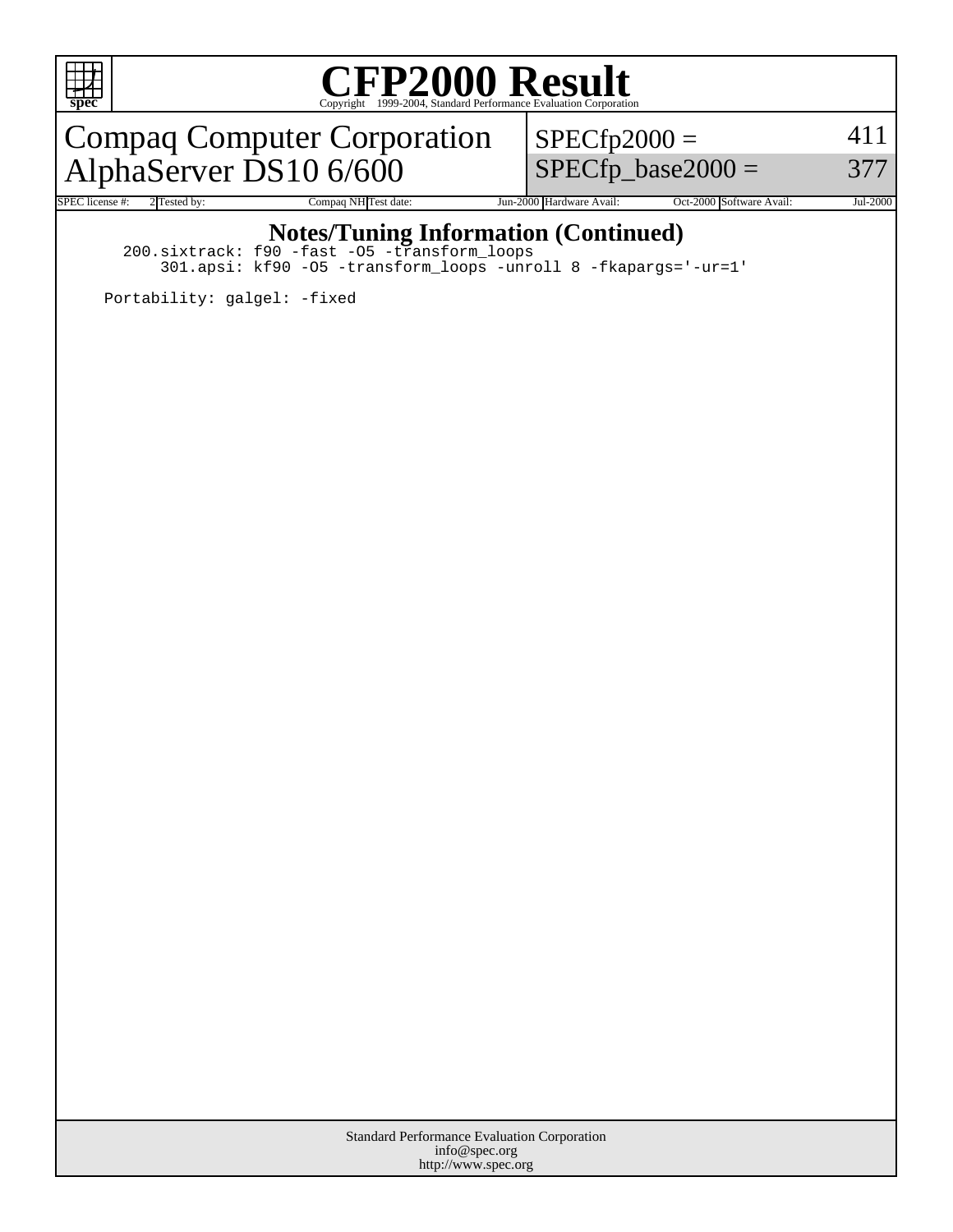# CFP2000 Result

Copyright 1999-2004, Standard Performance Evaluation Corporation

## Compaq Computer Corporation
## AlphaServer DS10 6/600

SPECfp2000 = 411

SPECfp_base2000 = 377

| SPEC license #: | 2 | Tested by: | Compaq NH | Test date: | Jun-2000 | Hardware Avail: | Oct-2000 | Software Avail: | Jul-2000 |
|---|---|---|---|---|---|---|---|---|---|

### Notes/Tuning Information (Continued)

```
     200.sixtrack: f90 -fast -O5 -transform_loops
         301.apsi: kf90 -O5 -transform_loops -unroll 8 -fkapargs='-ur=1'

    Portability: galgel: -fixed
```

Standard Performance Evaluation Corporation
info@spec.org
http://www.spec.org